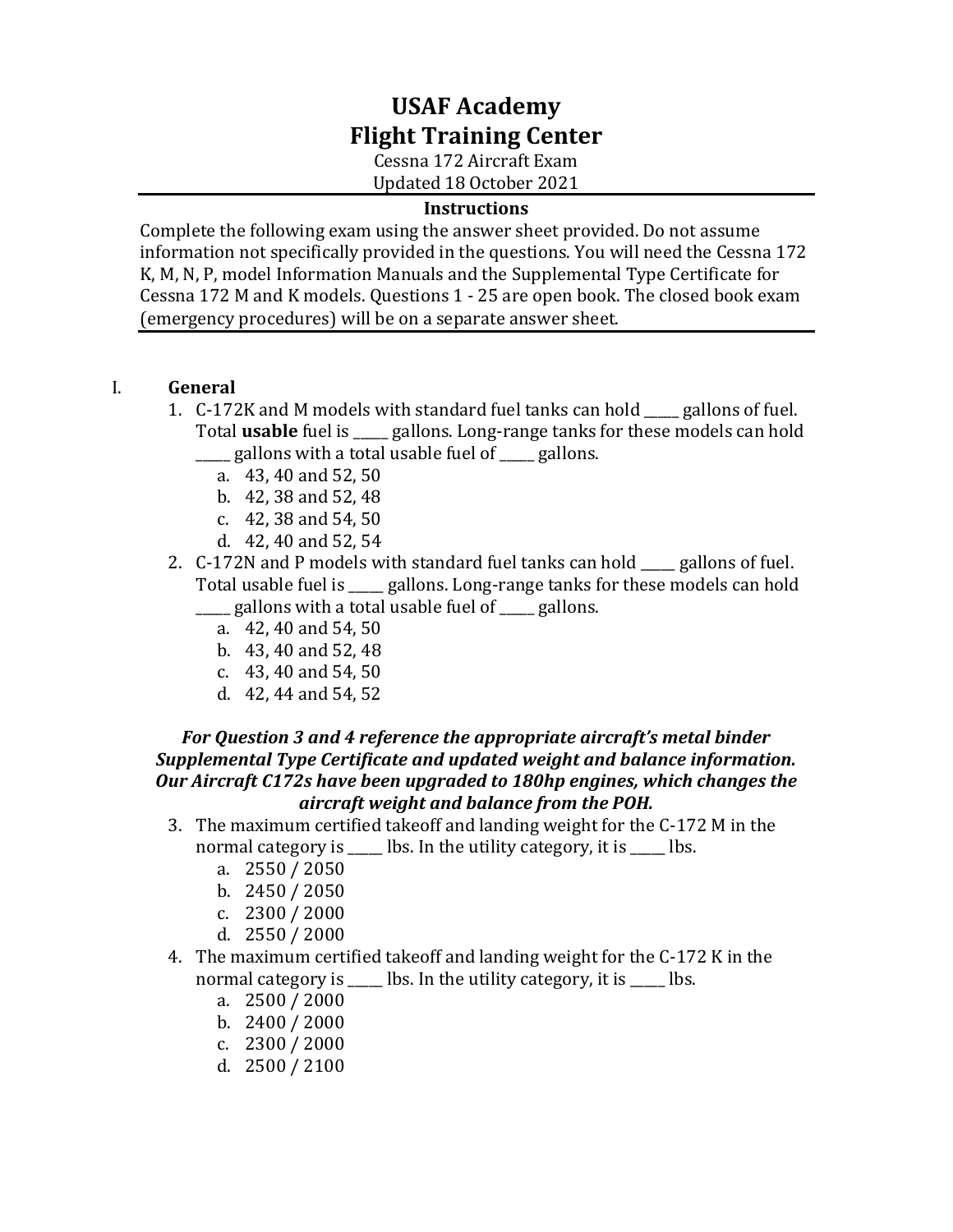# USAF Academy
# Flight Training Center

Cessna 172 Aircraft Exam

Updated 18 October 2021

**Instructions**

Complete the following exam using the answer sheet provided. Do not assume information not specifically provided in the questions. You will need the Cessna 172 K, M, N, P, model Information Manuals and the Supplemental Type Certificate for Cessna 172 M and K models. Questions 1 - 25 are open book. The closed book exam (emergency procedures) will be on a separate answer sheet.

## I. General

1. C-172K and M models with standard fuel tanks can hold _____ gallons of fuel. Total **usable** fuel is _____ gallons. Long-range tanks for these models can hold _____ gallons with a total usable fuel of _____ gallons.
   a. 43, 40 and 52, 50
   b. 42, 38 and 52, 48
   c. 42, 38 and 54, 50
   d. 42, 40 and 52, 54
2. C-172N and P models with standard fuel tanks can hold _____ gallons of fuel. Total usable fuel is _____ gallons. Long-range tanks for these models can hold _____ gallons with a total usable fuel of _____ gallons.
   a. 42, 40 and 54, 50
   b. 43, 40 and 52, 48
   c. 43, 40 and 54, 50
   d. 42, 44 and 54, 52

***For Question 3 and 4 reference the appropriate aircraft's metal binder Supplemental Type Certificate and updated weight and balance information. Our Aircraft C172s have been upgraded to 180hp engines, which changes the aircraft weight and balance from the POH.***

3. The maximum certified takeoff and landing weight for the C-172 M in the normal category is _____ lbs. In the utility category, it is _____ lbs.
   a. 2550 / 2050
   b. 2450 / 2050
   c. 2300 / 2000
   d. 2550 / 2000
4. The maximum certified takeoff and landing weight for the C-172 K in the normal category is _____ lbs. In the utility category, it is _____ lbs.
   a. 2500 / 2000
   b. 2400 / 2000
   c. 2300 / 2000
   d. 2500 / 2100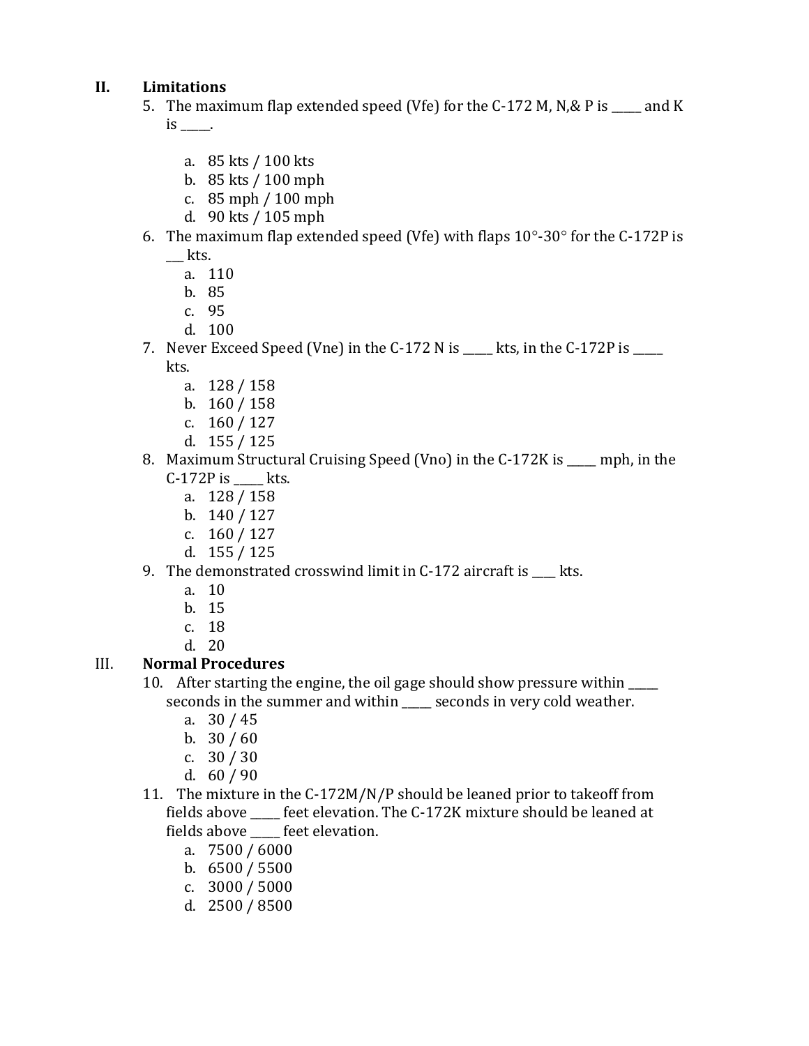## II. Limitations

5. The maximum flap extended speed (Vfe) for the C-172 M, N,& P is _____ and K is _____.

   a. 85 kts / 100 kts
   b. 85 kts / 100 mph
   c. 85 mph / 100 mph
   d. 90 kts / 105 mph

6. The maximum flap extended speed (Vfe) with flaps 10°-30° for the C-172P is ___ kts.
   a. 110
   b. 85
   c. 95
   d. 100

7. Never Exceed Speed (Vne) in the C-172 N is _____ kts, in the C-172P is _____ kts.
   a. 128 / 158
   b. 160 / 158
   c. 160 / 127
   d. 155 / 125

8. Maximum Structural Cruising Speed (Vno) in the C-172K is _____ mph, in the C-172P is _____ kts.
   a. 128 / 158
   b. 140 / 127
   c. 160 / 127
   d. 155 / 125

9. The demonstrated crosswind limit in C-172 aircraft is ____ kts.
   a. 10
   b. 15
   c. 18
   d. 20

## III. Normal Procedures

10. After starting the engine, the oil gage should show pressure within _____ seconds in the summer and within _____ seconds in very cold weather.
    a. 30 / 45
    b. 30 / 60
    c. 30 / 30
    d. 60 / 90

11. The mixture in the C-172M/N/P should be leaned prior to takeoff from fields above _____ feet elevation. The C-172K mixture should be leaned at fields above _____ feet elevation.
    a. 7500 / 6000
    b. 6500 / 5500
    c. 3000 / 5000
    d. 2500 / 8500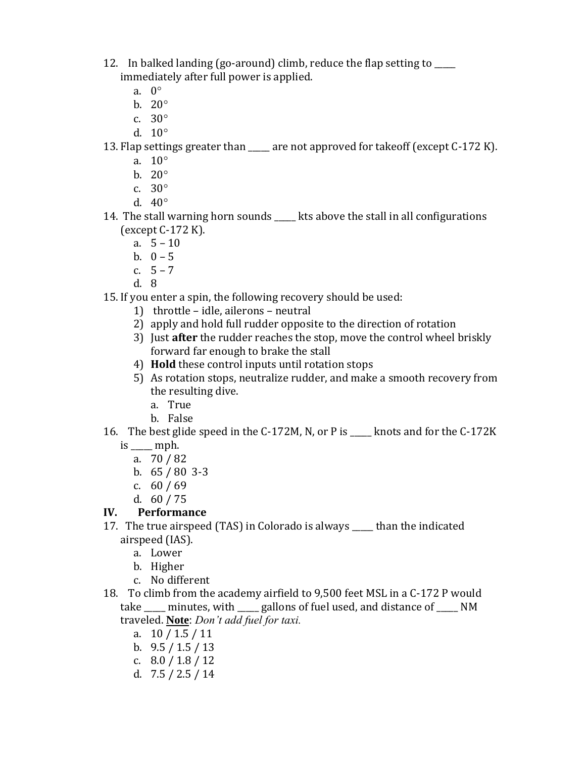12. In balked landing (go-around) climb, reduce the flap setting to _____ immediately after full power is applied.
    a. 0°
    b. 20°
    c. 30°
    d. 10°
13. Flap settings greater than _____ are not approved for takeoff (except C-172 K).
    a. 10°
    b. 20°
    c. 30°
    d. 40°
14. The stall warning horn sounds _____ kts above the stall in all configurations (except C-172 K).
    a. 5 – 10
    b. 0 – 5
    c. 5 – 7
    d. 8
15. If you enter a spin, the following recovery should be used:
    1) throttle – idle, ailerons – neutral
    2) apply and hold full rudder opposite to the direction of rotation
    3) Just **after** the rudder reaches the stop, move the control wheel briskly forward far enough to brake the stall
    4) **Hold** these control inputs until rotation stops
    5) As rotation stops, neutralize rudder, and make a smooth recovery from the resulting dive.
        a. True
        b. False
16. The best glide speed in the C-172M, N, or P is _____ knots and for the C-172K is _____ mph.
    a. 70 / 82
    b. 65 / 80 3-3
    c. 60 / 69
    d. 60 / 75

**IV. Performance**

17. The true airspeed (TAS) in Colorado is always _____ than the indicated airspeed (IAS).
    a. Lower
    b. Higher
    c. No different
18. To climb from the academy airfield to 9,500 feet MSL in a C-172 P would take _____ minutes, with _____ gallons of fuel used, and distance of _____ NM traveled. **Note**: *Don't add fuel for taxi.*
    a. 10 / 1.5 / 11
    b. 9.5 / 1.5 / 13
    c. 8.0 / 1.8 / 12
    d. 7.5 / 2.5 / 14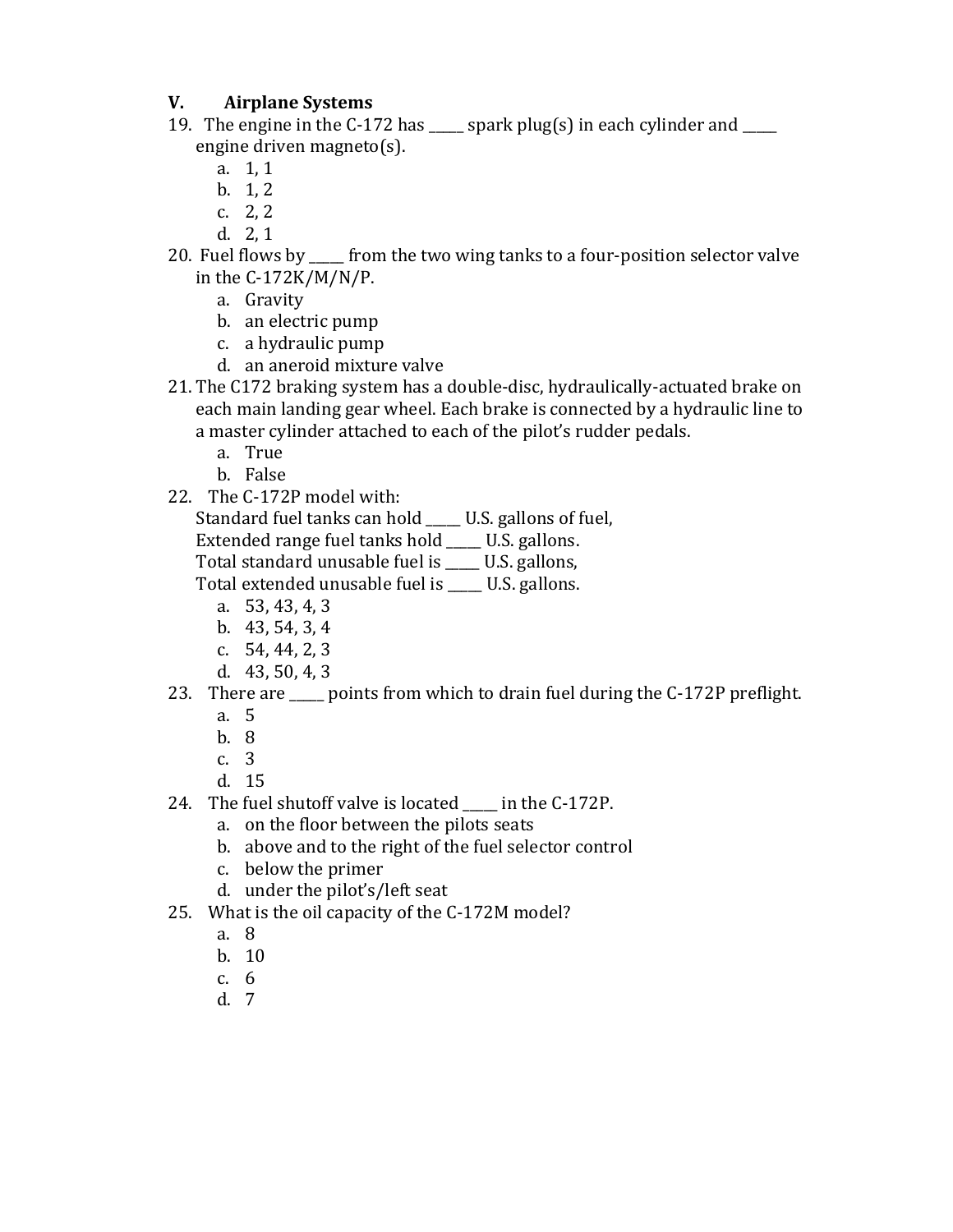## V. Airplane Systems

19. The engine in the C-172 has _____ spark plug(s) in each cylinder and _____ engine driven magneto(s).
    a. 1, 1
    b. 1, 2
    c. 2, 2
    d. 2, 1
20. Fuel flows by _____ from the two wing tanks to a four-position selector valve in the C-172K/M/N/P.
    a. Gravity
    b. an electric pump
    c. a hydraulic pump
    d. an aneroid mixture valve
21. The C172 braking system has a double-disc, hydraulically-actuated brake on each main landing gear wheel. Each brake is connected by a hydraulic line to a master cylinder attached to each of the pilot's rudder pedals.
    a. True
    b. False
22. The C-172P model with:
    Standard fuel tanks can hold _____ U.S. gallons of fuel,
    Extended range fuel tanks hold _____ U.S. gallons.
    Total standard unusable fuel is _____ U.S. gallons,
    Total extended unusable fuel is _____ U.S. gallons.
    a. 53, 43, 4, 3
    b. 43, 54, 3, 4
    c. 54, 44, 2, 3
    d. 43, 50, 4, 3
23. There are _____ points from which to drain fuel during the C-172P preflight.
    a. 5
    b. 8
    c. 3
    d. 15
24. The fuel shutoff valve is located _____ in the C-172P.
    a. on the floor between the pilots seats
    b. above and to the right of the fuel selector control
    c. below the primer
    d. under the pilot's/left seat
25. What is the oil capacity of the C-172M model?
    a. 8
    b. 10
    c. 6
    d. 7